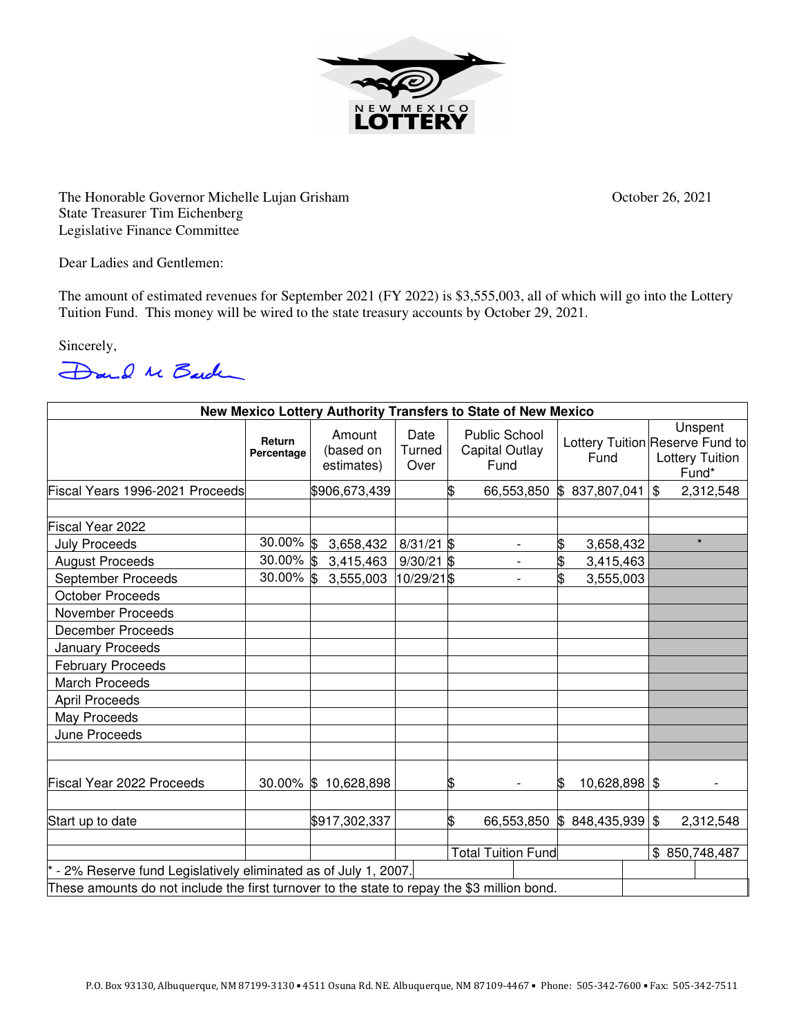NEW MEXICO LOTTERY

The Honorable Governor Michelle Lujan Grisham
State Treasurer Tim Eichenberg
Legislative Finance Committee

October 26, 2021

Dear Ladies and Gentlemen:

The amount of estimated revenues for September 2021 (FY 2022) is $3,555,003, all of which will go into the Lottery Tuition Fund. This money will be wired to the state treasury accounts by October 29, 2021.

Sincerely,

David M Barden

| New Mexico Lottery Authority Transfers to State of New Mexico | | | | | | |
|---|---|---|---|---|---|---|
| | Return Percentage | Amount (based on estimates) | Date Turned Over | Public School Capital Outlay Fund | Lottery Tuition Fund | Unspent Reserve Fund to Lottery Tuition Fund* |
| Fiscal Years 1996-2021 Proceeds | | $906,673,439 | | $ 66,553,850 | $ 837,807,041 | $ 2,312,548 |
| | | | | | | |
| Fiscal Year 2022 | | | | | | |
| July Proceeds | 30.00% | $ 3,658,432 | 8/31/21 | $ - | $ 3,658,432 | * |
| August Proceeds | 30.00% | $ 3,415,463 | 9/30/21 | $ - | $ 3,415,463 | |
| September Proceeds | 30.00% | $ 3,555,003 | 10/29/21 | $ - | $ 3,555,003 | |
| October Proceeds | | | | | | |
| November Proceeds | | | | | | |
| December Proceeds | | | | | | |
| January Proceeds | | | | | | |
| February Proceeds | | | | | | |
| March Proceeds | | | | | | |
| April Proceeds | | | | | | |
| May Proceeds | | | | | | |
| June Proceeds | | | | | | |
| | | | | | | |
| Fiscal Year 2022 Proceeds | 30.00% | $ 10,628,898 | | $ - | $ 10,628,898 | $ - |
| | | | | | | |
| Start up to date | | $917,302,337 | | $ 66,553,850 | $ 848,435,939 | $ 2,312,548 |
| | | | | | | |
| | | | | Total Tuition Fund | | $ 850,748,487 |

* - 2% Reserve fund Legislatively eliminated as of July 1, 2007.

These amounts do not include the first turnover to the state to repay the $3 million bond.

P.O. Box 93130, Albuquerque, NM 87199-3130 ▪ 4511 Osuna Rd. NE. Albuquerque, NM 87109-4467 ▪ Phone: 505-342-7600 ▪ Fax: 505-342-7511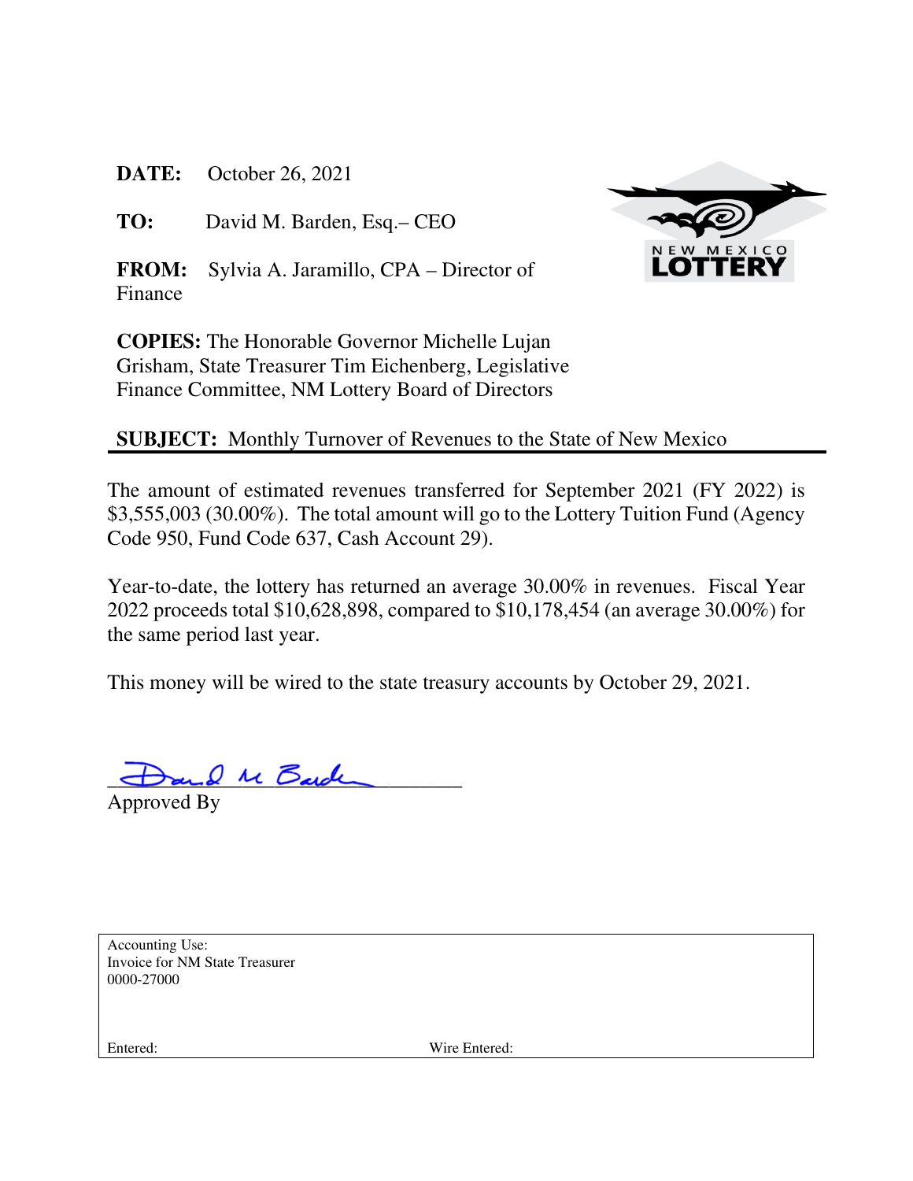**DATE:** October 26, 2021

**TO:** David M. Barden, Esq.– CEO

**FROM:** Sylvia A. Jaramillo, CPA – Director of Finance

**COPIES:** The Honorable Governor Michelle Lujan Grisham, State Treasurer Tim Eichenberg, Legislative Finance Committee, NM Lottery Board of Directors

**SUBJECT:** Monthly Turnover of Revenues to the State of New Mexico

The amount of estimated revenues transferred for September 2021 (FY 2022) is $3,555,003 (30.00%). The total amount will go to the Lottery Tuition Fund (Agency Code 950, Fund Code 637, Cash Account 29).

Year-to-date, the lottery has returned an average 30.00% in revenues. Fiscal Year 2022 proceeds total $10,628,898, compared to $10,178,454 (an average 30.00%) for the same period last year.

This money will be wired to the state treasury accounts by October 29, 2021.

David M Barden
Approved By

Accounting Use:
Invoice for NM State Treasurer
0000-27000

Entered: Wire Entered: